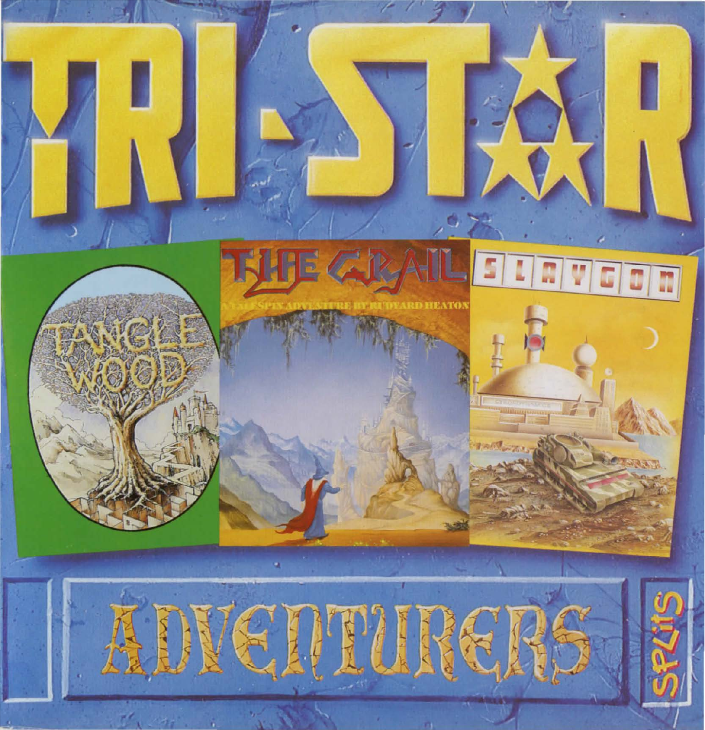# TRI-STAR

TANGLE WOOD

THE GRAIL

A TALESPIN ADVENTURE BY RUDYARD HEATON

SLAYGON

# ADVENTURERS

SPLITS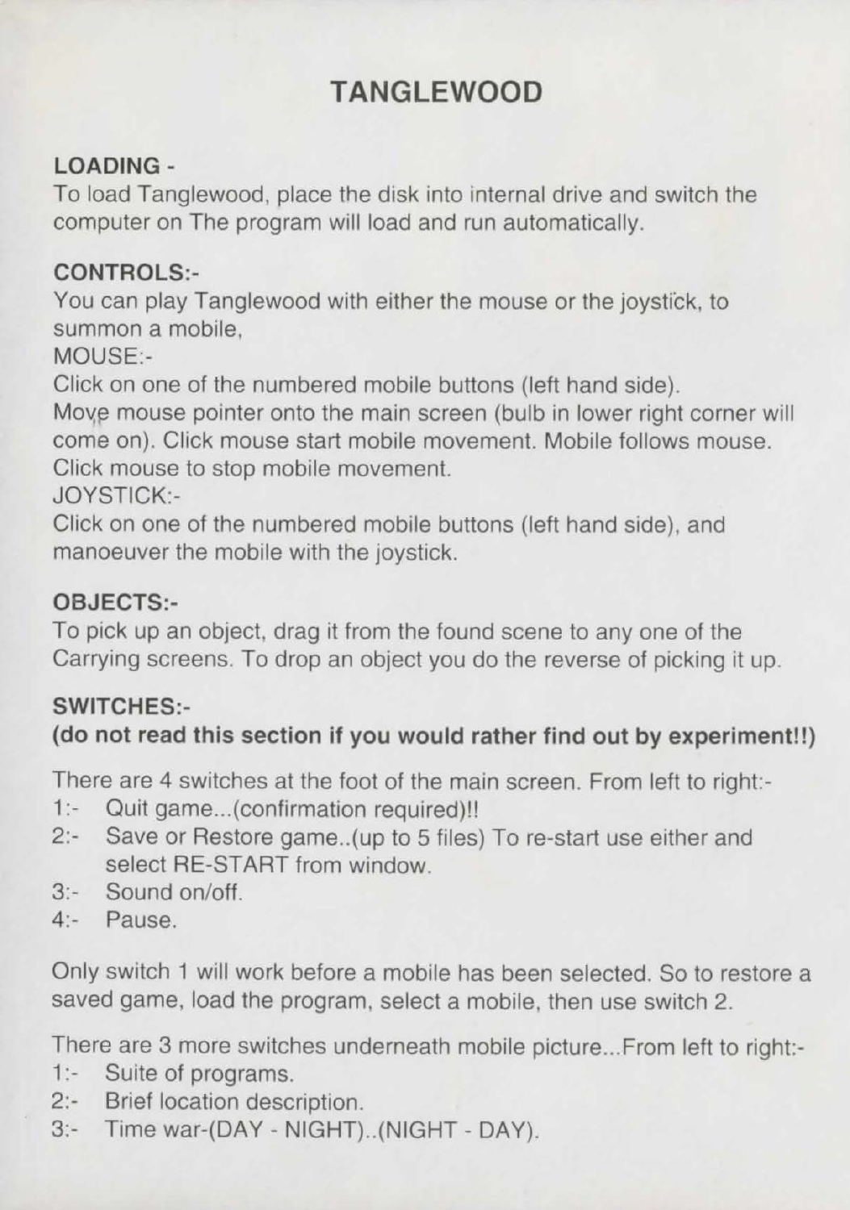# TANGLEWOOD

**LOADING -**

To load Tanglewood, place the disk into internal drive and switch the computer on The program will load and run automatically.

**CONTROLS:-**

You can play Tanglewood with either the mouse or the joystick, to summon a mobile,

MOUSE:-

Click on one of the numbered mobile buttons (left hand side).
Move mouse pointer onto the main screen (bulb in lower right corner will come on). Click mouse start mobile movement. Mobile follows mouse. Click mouse to stop mobile movement.

JOYSTICK:-

Click on one of the numbered mobile buttons (left hand side), and manoeuver the mobile with the joystick.

**OBJECTS:-**

To pick up an object, drag it from the found scene to any one of the Carrying screens. To drop an object you do the reverse of picking it up.

**SWITCHES:-**

**(do not read this section if you would rather find out by experiment!!)**

There are 4 switches at the foot of the main screen. From left to right:-

1:- Quit game...(confirmation required)!!
2:- Save or Restore game..(up to 5 files) To re-start use either and select RE-START from window.
3:- Sound on/off.
4:- Pause.

Only switch 1 will work before a mobile has been selected. So to restore a saved game, load the program, select a mobile, then use switch 2.

There are 3 more switches underneath mobile picture...From left to right:-

1:- Suite of programs.
2:- Brief location description.
3:- Time war-(DAY - NIGHT)..(NIGHT - DAY).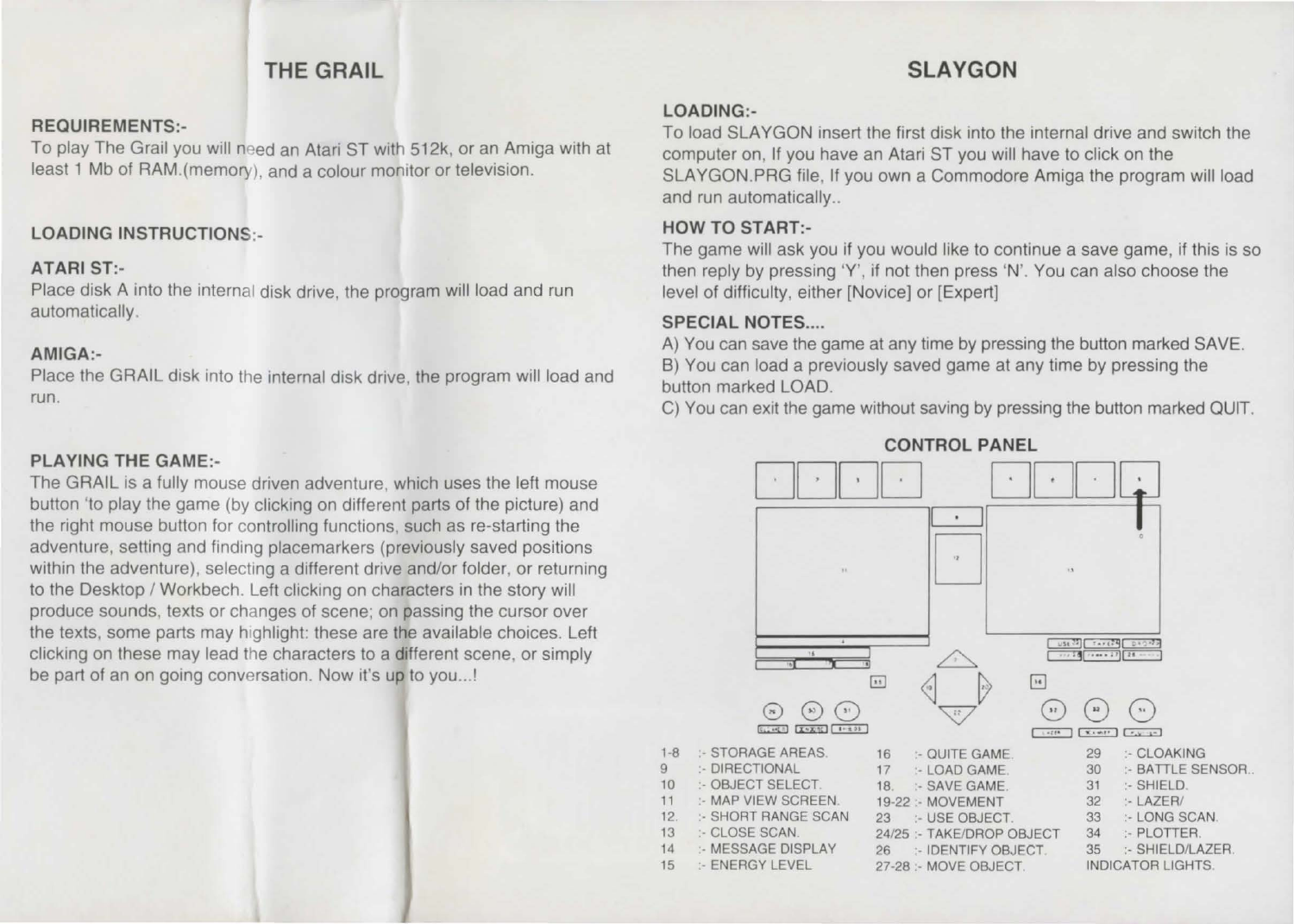# THE GRAIL

**REQUIREMENTS:-**

To play The Grail you will need an Atari ST with 512k, or an Amiga with at least 1 Mb of RAM.(memory), and a colour monitor or television.

**LOADING INSTRUCTIONS:-**

**ATARI ST:-**

Place disk A into the internal disk drive, the program will load and run automatically.

**AMIGA:-**

Place the GRAIL disk into the internal disk drive, the program will load and run.

**PLAYING THE GAME:-**

The GRAIL is a fully mouse driven adventure, which uses the left mouse button 'to play the game (by clicking on different parts of the picture) and the right mouse button for controlling functions, such as re-starting the adventure, setting and finding placemarkers (previously saved positions within the adventure), selecting a different drive and/or folder, or returning to the Desktop / Workbech. Left clicking on characters in the story will produce sounds, texts or changes of scene; on passing the cursor over the texts, some parts may highlight: these are the available choices. Left clicking on these may lead the characters to a different scene, or simply be part of an on going conversation. Now it's up to you...!

# SLAYGON

**LOADING:-**

To load SLAYGON insert the first disk into the internal drive and switch the computer on, If you have an Atari ST you will have to click on the SLAYGON.PRG file, If you own a Commodore Amiga the program will load and run automatically..

**HOW TO START:-**

The game will ask you if you would like to continue a save game, if this is so then reply by pressing 'Y', if not then press 'N'. You can also choose the level of difficulty, either [Novice] or [Expert]

**SPECIAL NOTES....**

A) You can save the game at any time by pressing the button marked SAVE.
B) You can load a previously saved game at any time by pressing the button marked LOAD.
C) You can exit the game without saving by pressing the button marked QUIT.

**CONTROL PANEL**

- 1-8 :- STORAGE AREAS.
- 9 :- DIRECTIONAL
- 10 :- OBJECT SELECT.
- 11 :- MAP VIEW SCREEN.
- 12. :- SHORT RANGE SCAN
- 13 :- CLOSE SCAN.
- 14 :- MESSAGE DISPLAY
- 15 :- ENERGY LEVEL
- 16 :- QUITE GAME.
- 17 :- LOAD GAME.
- 18. :- SAVE GAME.
- 19-22 :- MOVEMENT
- 23 :- USE OBJECT.
- 24/25 :- TAKE/DROP OBJECT
- 26 :- IDENTIFY OBJECT.
- 27-28 :- MOVE OBJECT.
- 29 :- CLOAKING
- 30 :- BATTLE SENSOR..
- 31 :- SHIELD.
- 32 :- LAZER/
- 33 :- LONG SCAN.
- 34 :- PLOTTER.
- 35 :- SHIELD/LAZER. INDICATOR LIGHTS.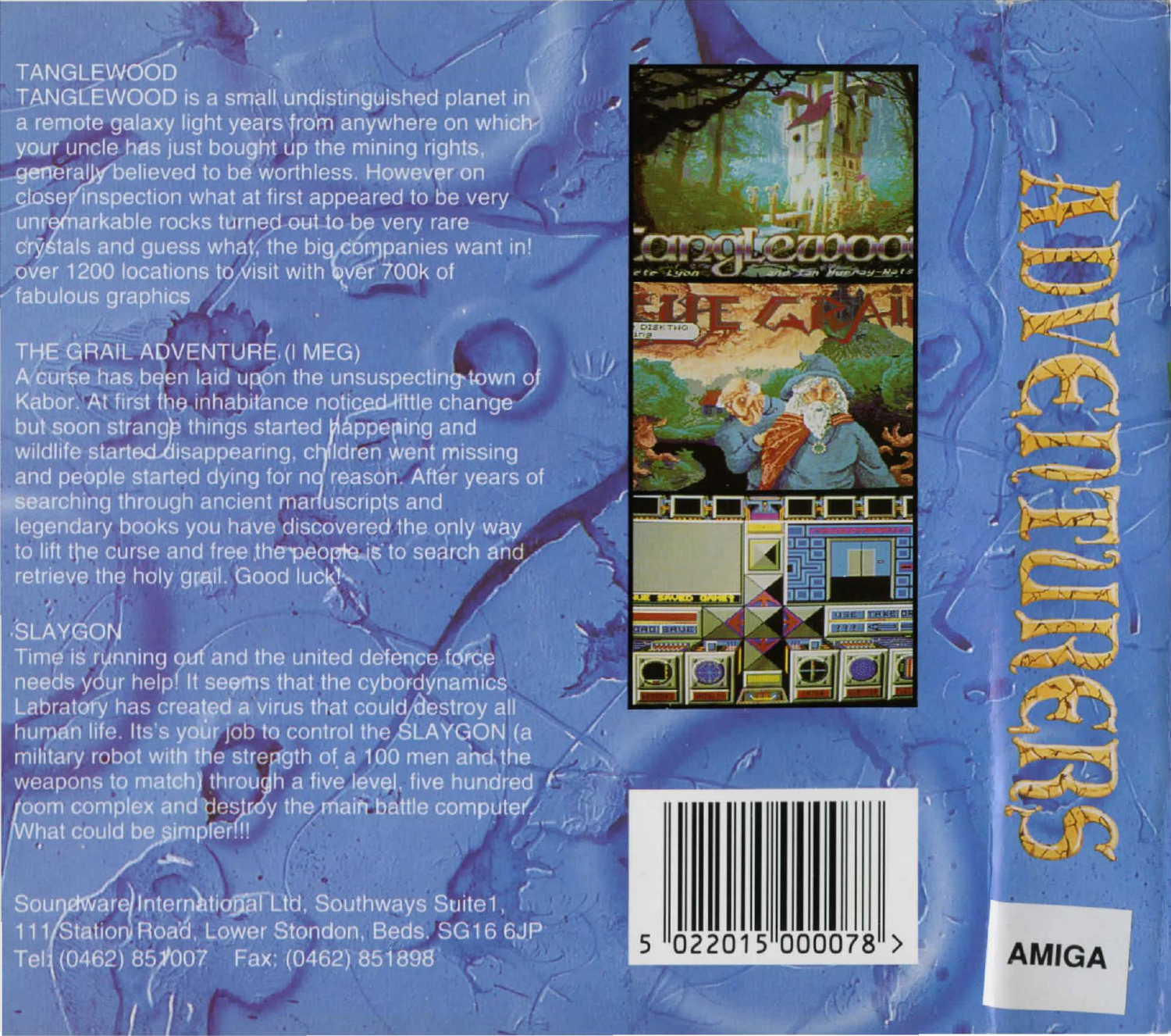## TANGLEWOOD

TANGLEWOOD is a small undistinguished planet in a remote galaxy light years from anywhere on which your uncle has just bought up the mining rights, generally believed to be worthless. However on closer inspection what at first appeared to be very unremarkable rocks turned out to be very rare crystals and guess what, the big companies want in! over 1200 locations to visit with over 700k of fabulous graphics

## THE GRAIL ADVENTURE (I MEG)

A curse has been laid upon the unsuspecting town of Kabor. At first the inhabitance noticed little change but soon strange things started happening and wildlife started disappearing, children went missing and people started dying for no reason. After years of searching through ancient manuscripts and legendary books you have discovered the only way to lift the curse and free the people is to search and retrieve the holy grail. Good luck!

## SLAYGON

Time is running out and the united defence force needs your help! It seems that the cybordynamics Labratory has created a virus that could destroy all human life. Its's your job to control the SLAYGON (a military robot with the strength of a 100 men and the weapons to match) through a five level, five hundred room complex and destroy the main battle computer. What could be simpler!!!

Soundware International Ltd, Southways Suite1, 111 Station Road, Lower Stondon, Beds. SG16 6JP
Tel: (0462) 851007 Fax: (0462) 851898

5 022015 000078 >

ADVENTURERS

AMIGA